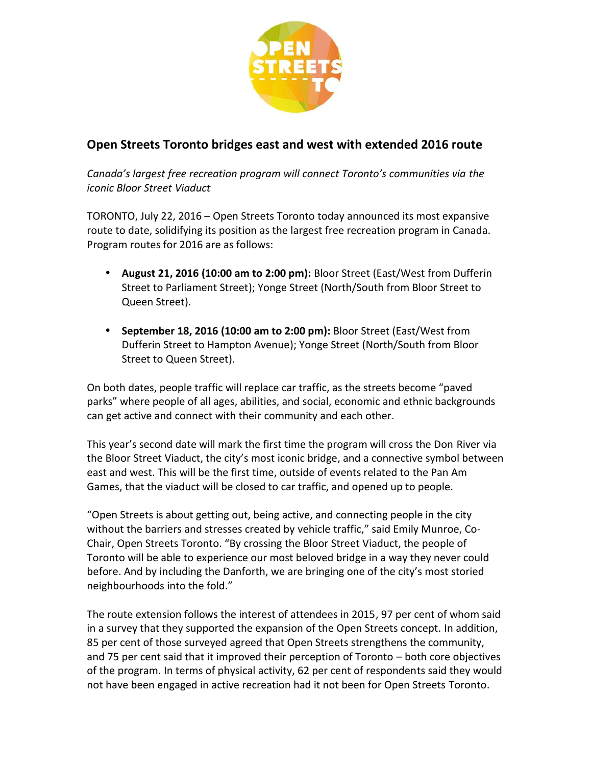## Open Streets Toronto bridges east and west with extended 2016 route

*Canada's largest free recreation program will connect Toronto's communities via the iconic Bloor Street Viaduct*

TORONTO, July 22, 2016 – Open Streets Toronto today announced its most expansive route to date, solidifying its position as the largest free recreation program in Canada. Program routes for 2016 are as follows:

- **August 21, 2016 (10:00 am to 2:00 pm):** Bloor Street (East/West from Dufferin Street to Parliament Street); Yonge Street (North/South from Bloor Street to Queen Street).
- **September 18, 2016 (10:00 am to 2:00 pm):** Bloor Street (East/West from Dufferin Street to Hampton Avenue); Yonge Street (North/South from Bloor Street to Queen Street).

On both dates, people traffic will replace car traffic, as the streets become "paved parks" where people of all ages, abilities, and social, economic and ethnic backgrounds can get active and connect with their community and each other.

This year's second date will mark the first time the program will cross the Don River via the Bloor Street Viaduct, the city's most iconic bridge, and a connective symbol between east and west. This will be the first time, outside of events related to the Pan Am Games, that the viaduct will be closed to car traffic, and opened up to people.

"Open Streets is about getting out, being active, and connecting people in the city without the barriers and stresses created by vehicle traffic," said Emily Munroe, Co-Chair, Open Streets Toronto. "By crossing the Bloor Street Viaduct, the people of Toronto will be able to experience our most beloved bridge in a way they never could before. And by including the Danforth, we are bringing one of the city's most storied neighbourhoods into the fold."

The route extension follows the interest of attendees in 2015, 97 per cent of whom said in a survey that they supported the expansion of the Open Streets concept. In addition, 85 per cent of those surveyed agreed that Open Streets strengthens the community, and 75 per cent said that it improved their perception of Toronto – both core objectives of the program. In terms of physical activity, 62 per cent of respondents said they would not have been engaged in active recreation had it not been for Open Streets Toronto.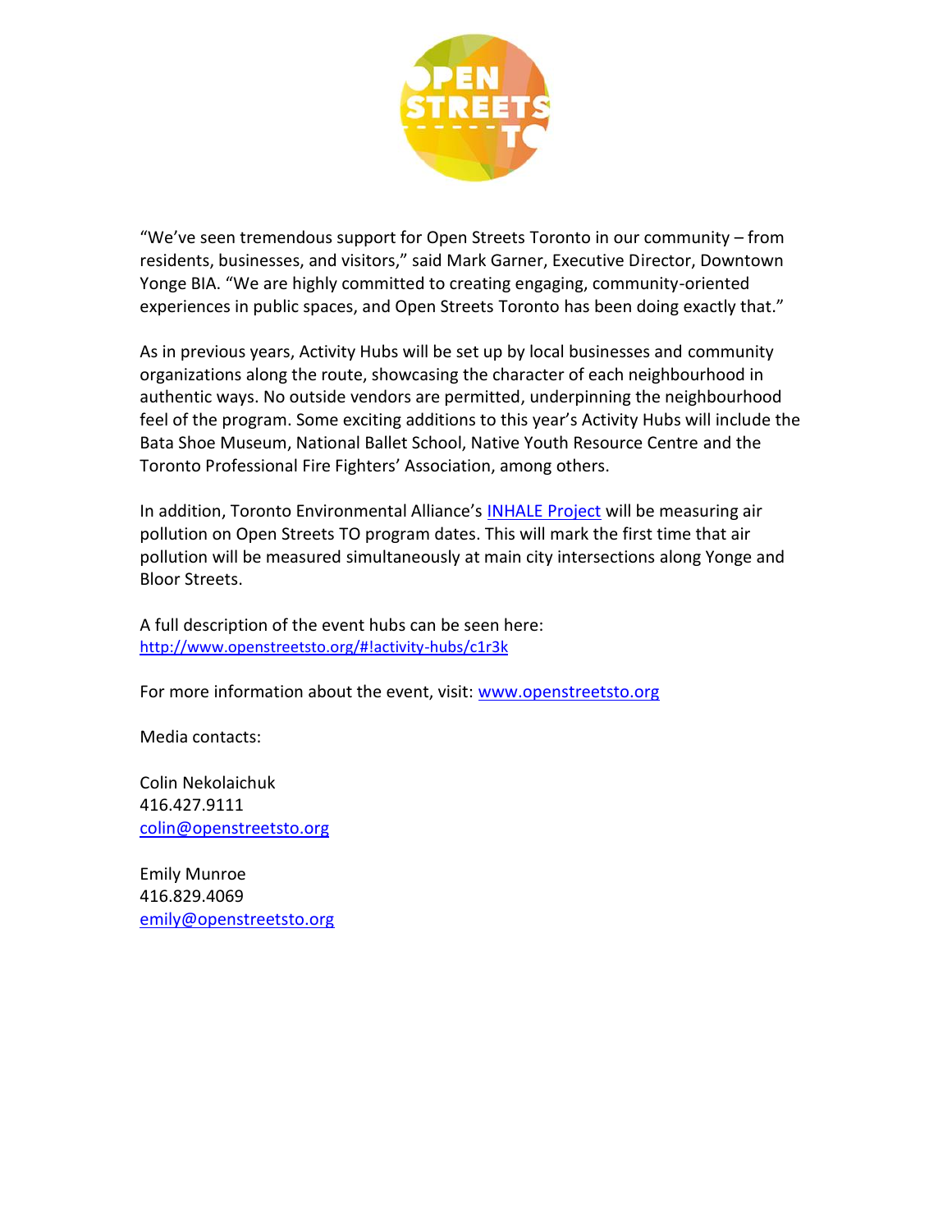“We’ve seen tremendous support for Open Streets Toronto in our community – from residents, businesses, and visitors,” said Mark Garner, Executive Director, Downtown Yonge BIA. “We are highly committed to creating engaging, community-oriented experiences in public spaces, and Open Streets Toronto has been doing exactly that.”

As in previous years, Activity Hubs will be set up by local businesses and community organizations along the route, showcasing the character of each neighbourhood in authentic ways. No outside vendors are permitted, underpinning the neighbourhood feel of the program. Some exciting additions to this year’s Activity Hubs will include the Bata Shoe Museum, National Ballet School, Native Youth Resource Centre and the Toronto Professional Fire Fighters’ Association, among others.

In addition, Toronto Environmental Alliance’s INHALE Project will be measuring air pollution on Open Streets TO program dates. This will mark the first time that air pollution will be measured simultaneously at main city intersections along Yonge and Bloor Streets.

A full description of the event hubs can be seen here:
http://www.openstreetsto.org/#!activity-hubs/c1r3k

For more information about the event, visit: www.openstreetsto.org

Media contacts:

Colin Nekolaichuk
416.427.9111
colin@openstreetsto.org

Emily Munroe
416.829.4069
emily@openstreetsto.org